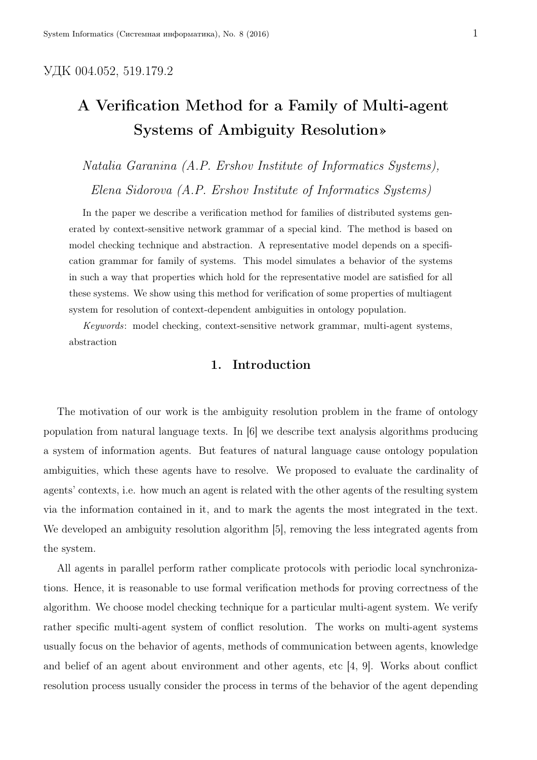УДК 004.052, 519.179.2

# A Verification Method for a Family of Multi-agent Systems of Ambiguity Resolution»

*Natalia Garanina (A.P. Ershov Institute of Informatics Systems),*

*Elena Sidorova (A.P. Ershov Institute of Informatics Systems)*

In the paper we describe a verification method for families of distributed systems generated by context-sensitive network grammar of a special kind. The method is based on model checking technique and abstraction. A representative model depends on a specification grammar for family of systems. This model simulates a behavior of the systems in such a way that properties which hold for the representative model are satisfied for all these systems. We show using this method for verification of some properties of multiagent system for resolution of context-dependent ambiguities in ontology population.

*Keywords*: model checking, context-sensitive network grammar, multi-agent systems, abstraction

## 1. Introduction

The motivation of our work is the ambiguity resolution problem in the frame of ontology population from natural language texts. In [6] we describe text analysis algorithms producing a system of information agents. But features of natural language cause ontology population ambiguities, which these agents have to resolve. We proposed to evaluate the cardinality of agents' contexts, i.e. how much an agent is related with the other agents of the resulting system via the information contained in it, and to mark the agents the most integrated in the text. We developed an ambiguity resolution algorithm [5], removing the less integrated agents from the system.

All agents in parallel perform rather complicate protocols with periodic local synchronizations. Hence, it is reasonable to use formal verification methods for proving correctness of the algorithm. We choose model checking technique for a particular multi-agent system. We verify rather specific multi-agent system of conflict resolution. The works on multi-agent systems usually focus on the behavior of agents, methods of communication between agents, knowledge and belief of an agent about environment and other agents, etc [4, 9]. Works about conflict resolution process usually consider the process in terms of the behavior of the agent depending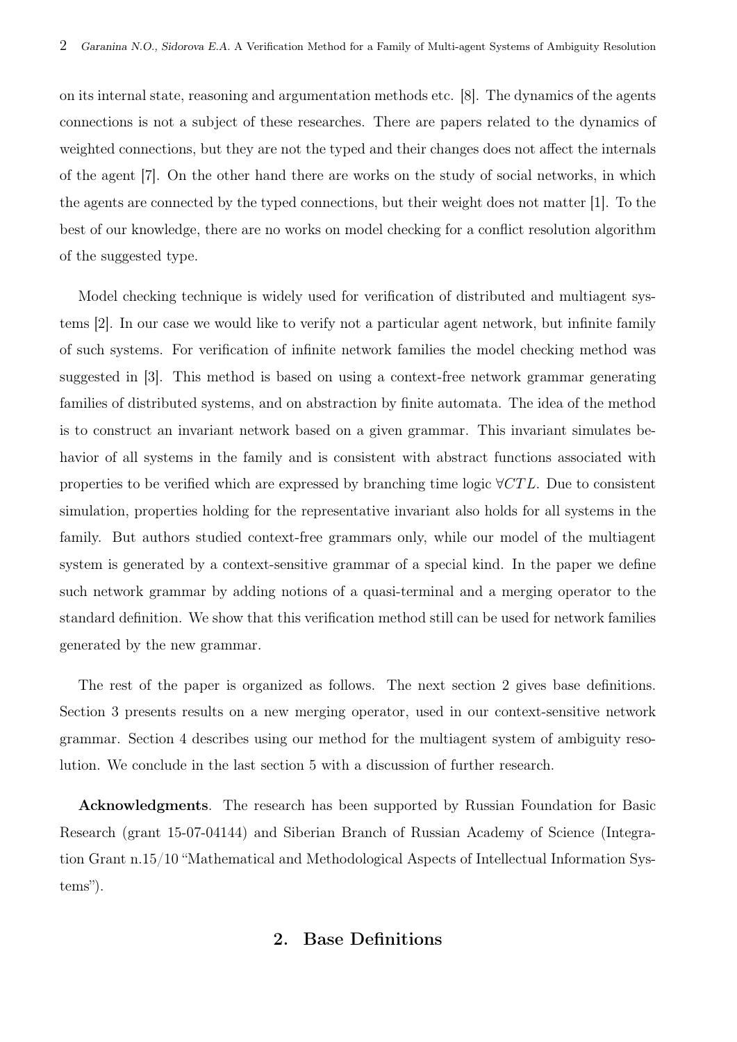on its internal state, reasoning and argumentation methods etc. [8]. The dynamics of the agents connections is not a subject of these researches. There are papers related to the dynamics of weighted connections, but they are not the typed and their changes does not affect the internals of the agent [7]. On the other hand there are works on the study of social networks, in which the agents are connected by the typed connections, but their weight does not matter [1]. To the best of our knowledge, there are no works on model checking for a conflict resolution algorithm of the suggested type.

Model checking technique is widely used for verification of distributed and multiagent systems [2]. In our case we would like to verify not a particular agent network, but infinite family of such systems. For verification of infinite network families the model checking method was suggested in [3]. This method is based on using a context-free network grammar generating families of distributed systems, and on abstraction by finite automata. The idea of the method is to construct an invariant network based on a given grammar. This invariant simulates behavior of all systems in the family and is consistent with abstract functions associated with properties to be verified which are expressed by branching time logic $\forall CTL$. Due to consistent simulation, properties holding for the representative invariant also holds for all systems in the family. But authors studied context-free grammars only, while our model of the multiagent system is generated by a context-sensitive grammar of a special kind. In the paper we define such network grammar by adding notions of a quasi-terminal and a merging operator to the standard definition. We show that this verification method still can be used for network families generated by the new grammar.

The rest of the paper is organized as follows. The next section 2 gives base definitions. Section 3 presents results on a new merging operator, used in our context-sensitive network grammar. Section 4 describes using our method for the multiagent system of ambiguity resolution. We conclude in the last section 5 with a discussion of further research.

**Acknowledgments**. The research has been supported by Russian Foundation for Basic Research (grant 15-07-04144) and Siberian Branch of Russian Academy of Science (Integration Grant n.15/10 "Mathematical and Methodological Aspects of Intellectual Information Systems").

## 2. Base Definitions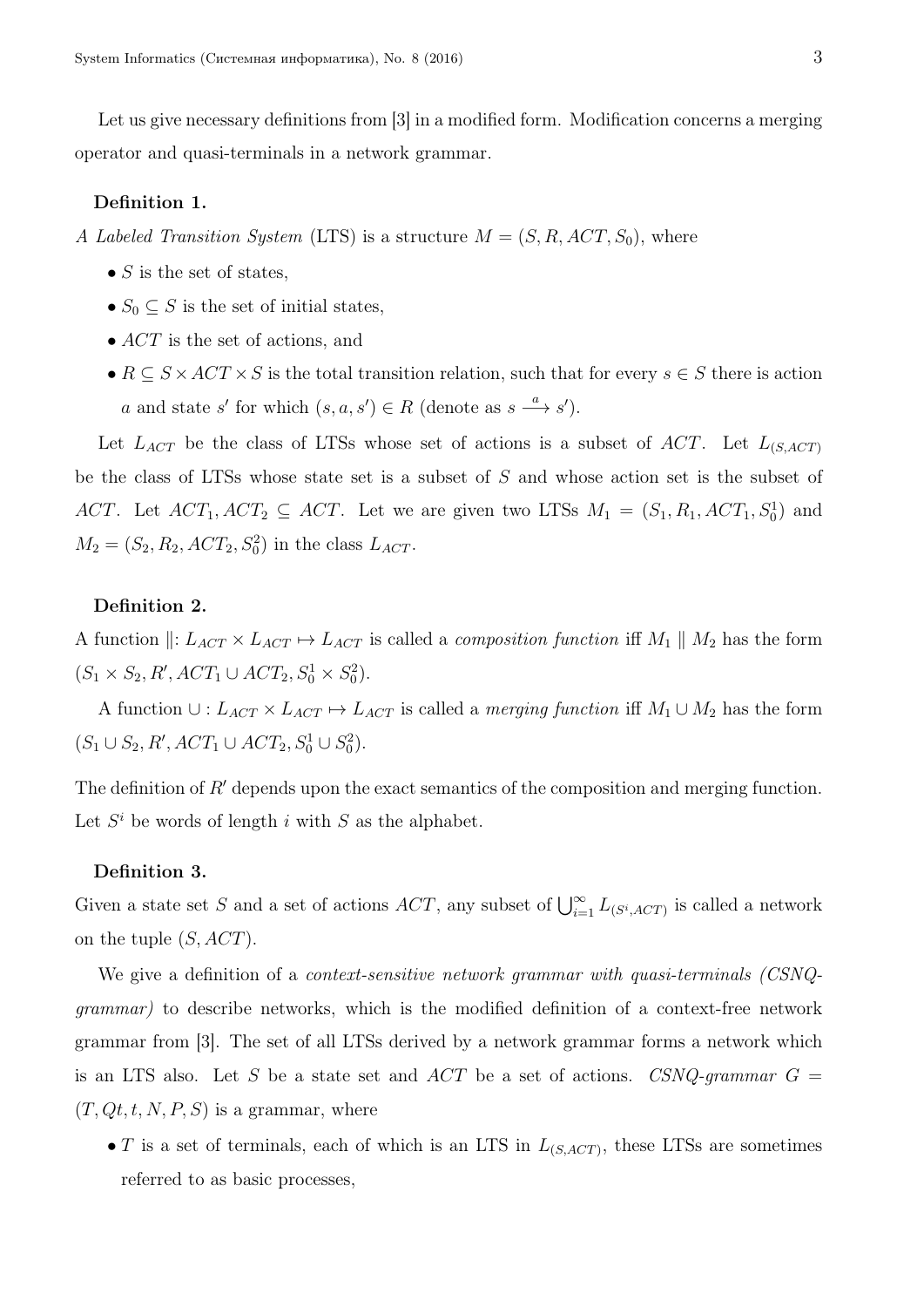Let us give necessary definitions from [3] in a modified form. Modification concerns a merging operator and quasi-terminals in a network grammar.

**Definition 1.**

*A Labeled Transition System* (LTS) is a structure $M = (S, R, ACT, S_0)$, where

- $S$ is the set of states,
- $S_0 \subseteq S$ is the set of initial states,
- $ACT$ is the set of actions, and
- $R \subseteq S \times ACT \times S$ is the total transition relation, such that for every $s \in S$ there is action $a$ and state $s'$ for which $(s, a, s') \in R$ (denote as $s \xrightarrow{a} s'$).

Let $L_{ACT}$ be the class of LTSs whose set of actions is a subset of $ACT$. Let $L_{(S,ACT)}$ be the class of LTSs whose state set is a subset of $S$ and whose action set is the subset of $ACT$. Let $ACT_1, ACT_2 \subseteq ACT$. Let we are given two LTSs $M_1 = (S_1, R_1, ACT_1, S_0^1)$ and $M_2 = (S_2, R_2, ACT_2, S_0^2)$ in the class $L_{ACT}$.

**Definition 2.**

A function $\|: L_{ACT} \times L_{ACT} \mapsto L_{ACT}$ is called a *composition function* iff $M_1 \parallel M_2$ has the form $(S_1 \times S_2, R', ACT_1 \cup ACT_2, S_0^1 \times S_0^2)$.

A function $\cup : L_{ACT} \times L_{ACT} \mapsto L_{ACT}$ is called a *merging function* iff $M_1 \cup M_2$ has the form $(S_1 \cup S_2, R', ACT_1 \cup ACT_2, S_0^1 \cup S_0^2)$.

The definition of $R'$ depends upon the exact semantics of the composition and merging function. Let $S^i$ be words of length $i$ with $S$ as the alphabet.

**Definition 3.**

Given a state set $S$ and a set of actions $ACT$, any subset of $\bigcup_{i=1}^{\infty} L_{(S^i,ACT)}$ is called a network on the tuple $(S, ACT)$.

We give a definition of a *context-sensitive network grammar with quasi-terminals (CSNQ-grammar)* to describe networks, which is the modified definition of a context-free network grammar from [3]. The set of all LTSs derived by a network grammar forms a network which is an LTS also. Let $S$ be a state set and $ACT$ be a set of actions. *CSNQ-grammar* $G = (T, Qt, t, N, P, S)$ is a grammar, where

- $T$ is a set of terminals, each of which is an LTS in $L_{(S,ACT)}$, these LTSs are sometimes referred to as basic processes,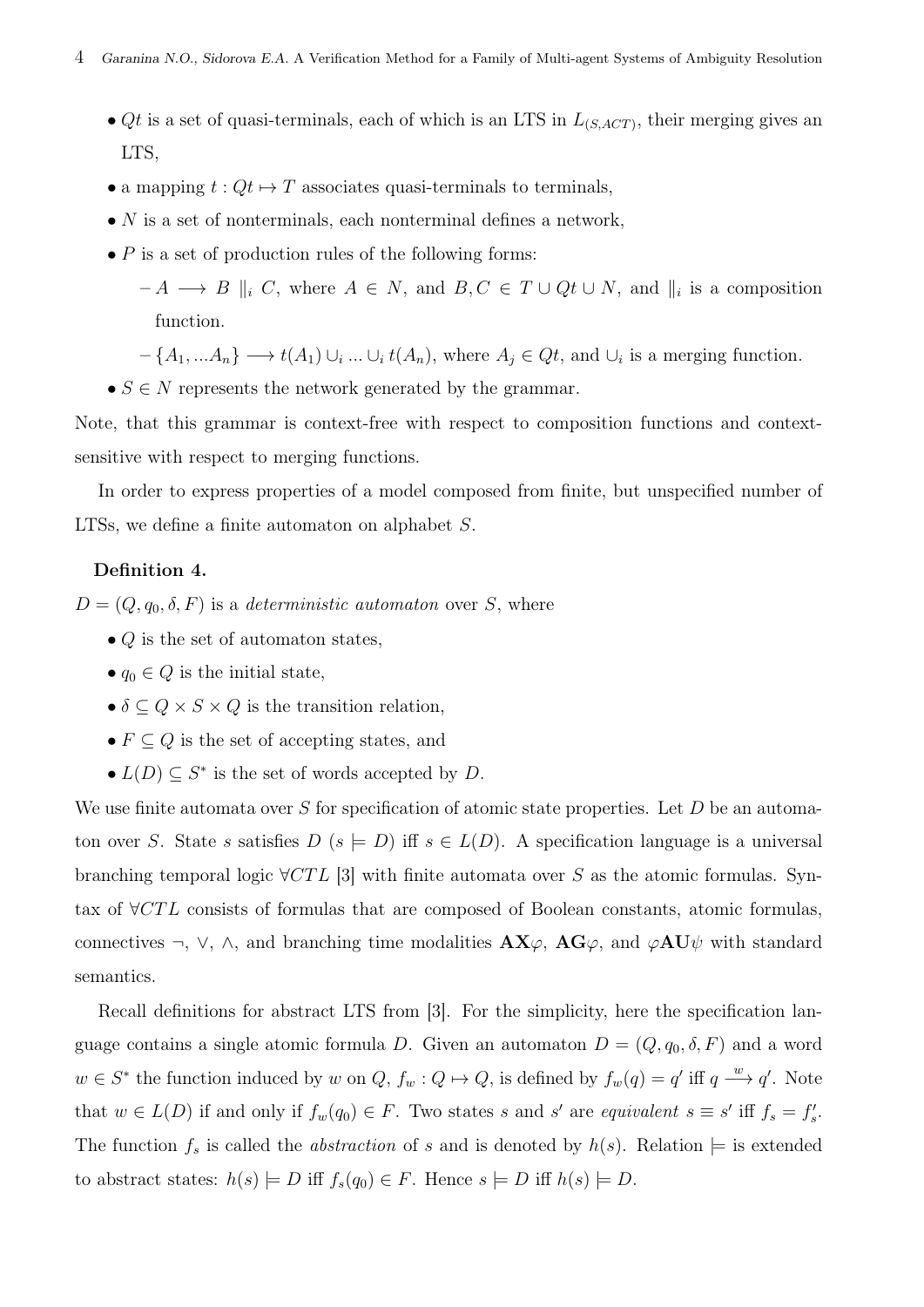- $Qt$ is a set of quasi-terminals, each of which is an LTS in $L_{(S,ACT)}$, their merging gives an LTS,
- a mapping $t : Qt \mapsto T$ associates quasi-terminals to terminals,
- $N$ is a set of nonterminals, each nonterminal defines a network,
- $P$ is a set of production rules of the following forms:
  - $A \longrightarrow B \parallel_i C$, where $A \in N$, and $B, C \in T \cup Qt \cup N$, and $\parallel_i$ is a composition function.
  - $\{A_1, ...A_n\} \longrightarrow t(A_1) \cup_i ... \cup_i t(A_n)$, where $A_j \in Qt$, and $\cup_i$ is a merging function.
- $S \in N$ represents the network generated by the grammar.

Note, that this grammar is context-free with respect to composition functions and context-sensitive with respect to merging functions.

In order to express properties of a model composed from finite, but unspecified number of LTSs, we define a finite automaton on alphabet $S$.

**Definition 4.**

$D = (Q, q_0, \delta, F)$ is a *deterministic automaton* over $S$, where

- $Q$ is the set of automaton states,
- $q_0 \in Q$ is the initial state,
- $\delta \subseteq Q \times S \times Q$ is the transition relation,
- $F \subseteq Q$ is the set of accepting states, and
- $L(D) \subseteq S^*$ is the set of words accepted by $D$.

We use finite automata over $S$ for specification of atomic state properties. Let $D$ be an automaton over $S$. State $s$ satisfies $D$ ($s \models D$) iff $s \in L(D)$. A specification language is a universal branching temporal logic $\forall CTL$ [3] with finite automata over $S$ as the atomic formulas. Syntax of $\forall CTL$ consists of formulas that are composed of Boolean constants, atomic formulas, connectives $\neg$, $\vee$, $\wedge$, and branching time modalities $\mathbf{AX}\varphi$, $\mathbf{AG}\varphi$, and $\varphi\mathbf{AU}\psi$ with standard semantics.

Recall definitions for abstract LTS from [3]. For the simplicity, here the specification language contains a single atomic formula $D$. Given an automaton $D = (Q, q_0, \delta, F)$ and a word $w \in S^*$ the function induced by $w$ on $Q$, $f_w : Q \mapsto Q$, is defined by $f_w(q) = q'$ iff $q \xrightarrow{w} q'$. Note that $w \in L(D)$ if and only if $f_w(q_0) \in F$. Two states $s$ and $s'$ are *equivalent* $s \equiv s'$ iff $f_s = f'_s$. The function $f_s$ is called the *abstraction* of $s$ and is denoted by $h(s)$. Relation $\models$ is extended to abstract states: $h(s) \models D$ iff $f_s(q_0) \in F$. Hence $s \models D$ iff $h(s) \models D$.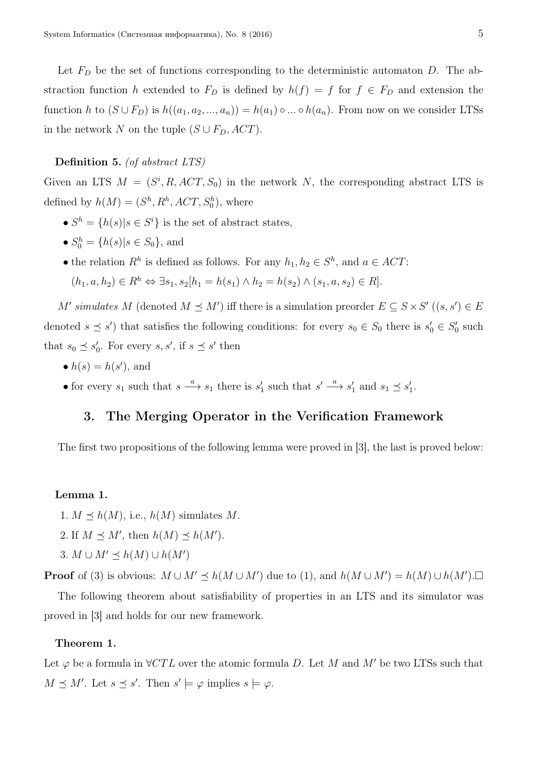Let $F_D$ be the set of functions corresponding to the deterministic automaton $D$. The abstraction function $h$ extended to $F_D$ is defined by $h(f) = f$ for $f \in F_D$ and extension the function $h$ to $(S \cup F_D)$ is $h((a_1, a_2, ..., a_n)) = h(a_1) \circ ... \circ h(a_n)$. From now on we consider LTSs in the network $N$ on the tuple $(S \cup F_D, ACT)$.

**Definition 5.** *(of abstract LTS)*
Given an LTS $M = (S^i, R, ACT, S_0)$ in the network $N$, the corresponding abstract LTS is defined by $h(M) = (S^h, R^h, ACT, S_0^h)$, where

- $S^h = \{h(s) | s \in S^i\}$ is the set of abstract states,
- $S_0^h = \{h(s) | s \in S_0\}$, and
- the relation $R^h$ is defined as follows. For any $h_1, h_2 \in S^h$, and $a \in ACT$:
  $(h_1, a, h_2) \in R^h \Leftrightarrow \exists s_1, s_2[h_1 = h(s_1) \wedge h_2 = h(s_2) \wedge (s_1, a, s_2) \in R]$.

*$M'$ simulates $M$* (denoted $M \preceq M'$) iff there is a simulation preorder $E \subseteq S \times S'$ ($(s, s') \in E$ denoted $s \preceq s'$) that satisfies the following conditions: for every $s_0 \in S_0$ there is $s'_0 \in S'_0$ such that $s_0 \preceq s'_0$. For every $s, s'$, if $s \preceq s'$ then

- $h(s) = h(s')$, and
- for every $s_1$ such that $s \xrightarrow{a} s_1$ there is $s'_1$ such that $s' \xrightarrow{a} s'_1$ and $s_1 \preceq s'_1$.

## 3. The Merging Operator in the Verification Framework

The first two propositions of the following lemma were proved in [3], the last is proved below:

**Lemma 1.**

1. $M \preceq h(M)$, i.e., $h(M)$ simulates $M$.
2. If $M \preceq M'$, then $h(M) \preceq h(M')$.
3. $M \cup M' \preceq h(M) \cup h(M')$

**Proof** of (3) is obvious: $M \cup M' \preceq h(M \cup M')$ due to (1), and $h(M \cup M') = h(M) \cup h(M')$.$\square$

The following theorem about satisfiability of properties in an LTS and its simulator was proved in [3] and holds for our new framework.

**Theorem 1.**
Let $\varphi$ be a formula in $\forall CTL$ over the atomic formula $D$. Let $M$ and $M'$ be two LTSs such that $M \preceq M'$. Let $s \preceq s'$. Then $s' \models \varphi$ implies $s \models \varphi$.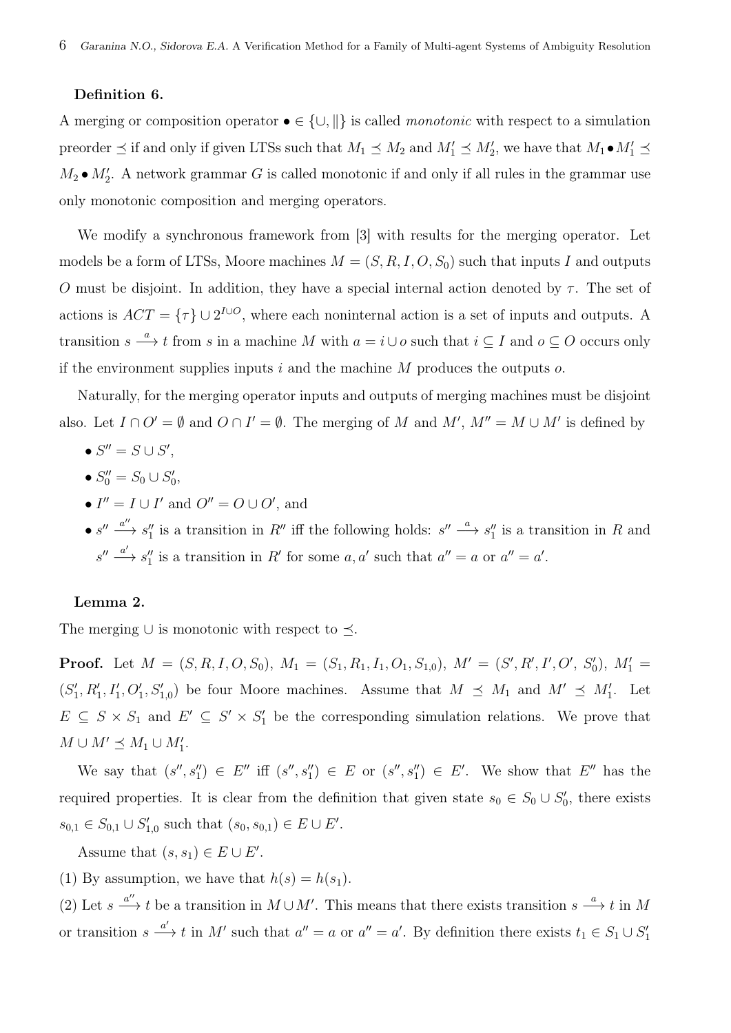**Definition 6.**

A merging or composition operator $\bullet \in \{\cup, \|\}$ is called *monotonic* with respect to a simulation preorder $\preceq$ if and only if given LTSs such that $M_1 \preceq M_2$ and $M'_1 \preceq M'_2$, we have that $M_1 \bullet M'_1 \preceq M_2 \bullet M'_2$. A network grammar $G$ is called monotonic if and only if all rules in the grammar use only monotonic composition and merging operators.

We modify a synchronous framework from [3] with results for the merging operator. Let models be a form of LTSs, Moore machines $M = (S, R, I, O, S_0)$ such that inputs $I$ and outputs $O$ must be disjoint. In addition, they have a special internal action denoted by $\tau$. The set of actions is $ACT = \{\tau\} \cup 2^{I \cup O}$, where each noninternal action is a set of inputs and outputs. A transition $s \xrightarrow{a} t$ from $s$ in a machine $M$ with $a = i \cup o$ such that $i \subseteq I$ and $o \subseteq O$ occurs only if the environment supplies inputs $i$ and the machine $M$ produces the outputs $o$.

Naturally, for the merging operator inputs and outputs of merging machines must be disjoint also. Let $I \cap O' = \emptyset$ and $O \cap I' = \emptyset$. The merging of $M$ and $M'$, $M'' = M \cup M'$ is defined by

- $S'' = S \cup S'$,
- $S''_0 = S_0 \cup S'_0$,
- $I'' = I \cup I'$ and $O'' = O \cup O'$, and
- $s'' \xrightarrow{a''} s''_1$ is a transition in $R''$ iff the following holds: $s'' \xrightarrow{a} s''_1$ is a transition in $R$ and $s'' \xrightarrow{a'} s''_1$ is a transition in $R'$ for some $a, a'$ such that $a'' = a$ or $a'' = a'$.

**Lemma 2.**

The merging $\cup$ is monotonic with respect to $\preceq$.

**Proof.** Let $M = (S, R, I, O, S_0)$, $M_1 = (S_1, R_1, I_1, O_1, S_{1,0})$, $M' = (S', R', I', O', S'_0)$, $M'_1 = (S'_1, R'_1, I'_1, O'_1, S'_{1,0})$ be four Moore machines. Assume that $M \preceq M_1$ and $M' \preceq M'_1$. Let $E \subseteq S \times S_1$ and $E' \subseteq S' \times S'_1$ be the corresponding simulation relations. We prove that $M \cup M' \preceq M_1 \cup M'_1$.

We say that $(s'', s''_1) \in E''$ iff $(s'', s''_1) \in E$ or $(s'', s''_1) \in E'$. We show that $E''$ has the required properties. It is clear from the definition that given state $s_0 \in S_0 \cup S'_0$, there exists $s_{0,1} \in S_{0,1} \cup S'_{1,0}$ such that $(s_0, s_{0,1}) \in E \cup E'$.

Assume that $(s, s_1) \in E \cup E'$.

(1) By assumption, we have that $h(s) = h(s_1)$.

(2) Let $s \xrightarrow{a''} t$ be a transition in $M \cup M'$. This means that there exists transition $s \xrightarrow{a} t$ in $M$ or transition $s \xrightarrow{a'} t$ in $M'$ such that $a'' = a$ or $a'' = a'$. By definition there exists $t_1 \in S_1 \cup S'_1$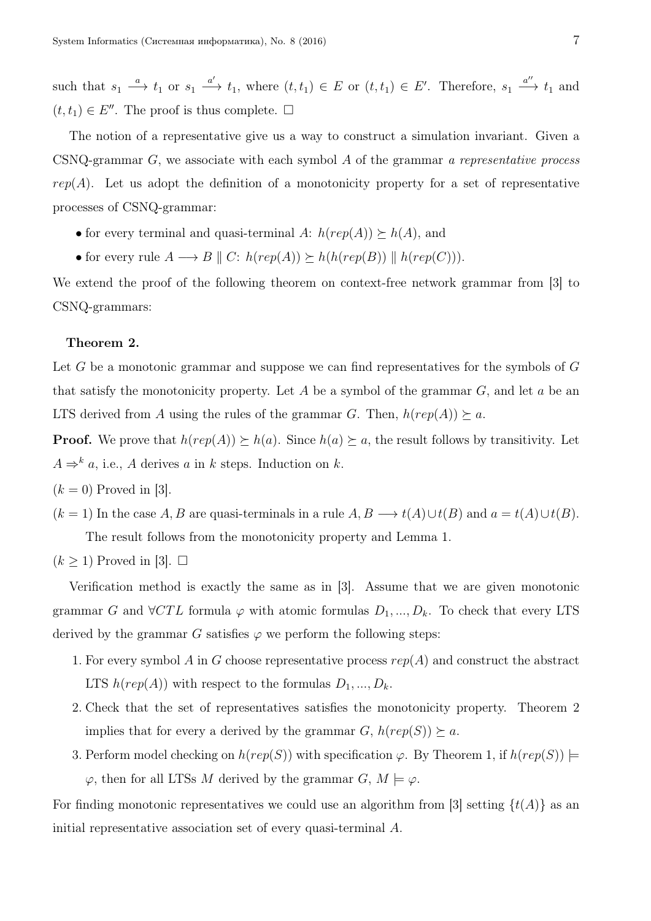such that $s_1 \xrightarrow{a} t_1$ or $s_1 \xrightarrow{a'} t_1$, where $(t, t_1) \in E$ or $(t, t_1) \in E'$. Therefore, $s_1 \xrightarrow{a''} t_1$ and $(t, t_1) \in E''$. The proof is thus complete. $\square$

The notion of a representative give us a way to construct a simulation invariant. Given a CSNQ-grammar $G$, we associate with each symbol $A$ of the grammar *a representative process* $rep(A)$. Let us adopt the definition of a monotonicity property for a set of representative processes of CSNQ-grammar:

- for every terminal and quasi-terminal $A$: $h(rep(A)) \succeq h(A)$, and
- for every rule $A \longrightarrow B \parallel C$: $h(rep(A)) \succeq h(h(rep(B)) \parallel h(rep(C)))$.

We extend the proof of the following theorem on context-free network grammar from [3] to CSNQ-grammars:

**Theorem 2.**

Let $G$ be a monotonic grammar and suppose we can find representatives for the symbols of $G$ that satisfy the monotonicity property. Let $A$ be a symbol of the grammar $G$, and let $a$ be an LTS derived from $A$ using the rules of the grammar $G$. Then, $h(rep(A)) \succeq a$.

**Proof.** We prove that $h(rep(A)) \succeq h(a)$. Since $h(a) \succeq a$, the result follows by transitivity. Let $A \Rightarrow^k a$, i.e., $A$ derives $a$ in $k$ steps. Induction on $k$.

$(k = 0)$ Proved in [3].

$(k = 1)$ In the case $A, B$ are quasi-terminals in a rule $A, B \longrightarrow t(A) \cup t(B)$ and $a = t(A) \cup t(B)$. The result follows from the monotonicity property and Lemma 1.

$(k \geq 1)$ Proved in [3]. $\square$

Verification method is exactly the same as in [3]. Assume that we are given monotonic grammar $G$ and $\forall CTL$ formula $\varphi$ with atomic formulas $D_1, ..., D_k$. To check that every LTS derived by the grammar $G$ satisfies $\varphi$ we perform the following steps:

1. For every symbol $A$ in $G$ choose representative process $rep(A)$ and construct the abstract LTS $h(rep(A))$ with respect to the formulas $D_1, ..., D_k$.
2. Check that the set of representatives satisfies the monotonicity property. Theorem 2 implies that for every a derived by the grammar $G$, $h(rep(S)) \succeq a$.
3. Perform model checking on $h(rep(S))$ with specification $\varphi$. By Theorem 1, if $h(rep(S)) \models \varphi$, then for all LTSs $M$ derived by the grammar $G$, $M \models \varphi$.

For finding monotonic representatives we could use an algorithm from [3] setting $\{t(A)\}$ as an initial representative association set of every quasi-terminal $A$.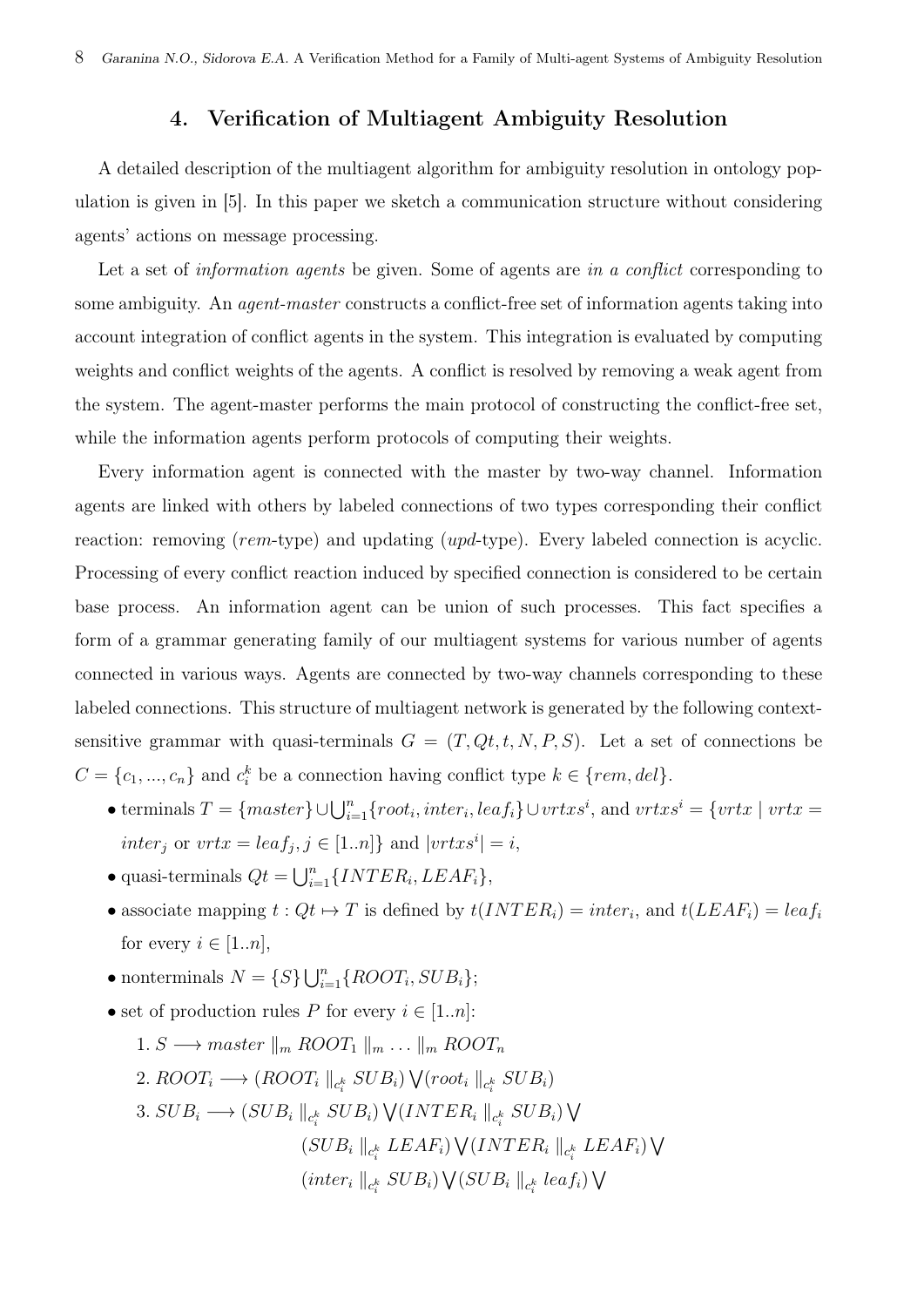## 4. Verification of Multiagent Ambiguity Resolution

A detailed description of the multiagent algorithm for ambiguity resolution in ontology population is given in [5]. In this paper we sketch a communication structure without considering agents' actions on message processing.

Let a set of *information agents* be given. Some of agents are *in a conflict* corresponding to some ambiguity. An *agent-master* constructs a conflict-free set of information agents taking into account integration of conflict agents in the system. This integration is evaluated by computing weights and conflict weights of the agents. A conflict is resolved by removing a weak agent from the system. The agent-master performs the main protocol of constructing the conflict-free set, while the information agents perform protocols of computing their weights.

Every information agent is connected with the master by two-way channel. Information agents are linked with others by labeled connections of two types corresponding their conflict reaction: removing (*rem*-type) and updating (*upd*-type). Every labeled connection is acyclic. Processing of every conflict reaction induced by specified connection is considered to be certain base process. An information agent can be union of such processes. This fact specifies a form of a grammar generating family of our multiagent systems for various number of agents connected in various ways. Agents are connected by two-way channels corresponding to these labeled connections. This structure of multiagent network is generated by the following context-sensitive grammar with quasi-terminals $G = (T, Qt, t, N, P, S)$. Let a set of connections be $C = \{c_1, ..., c_n\}$ and $c_i^k$ be a connection having conflict type $k \in \{rem, del\}$.

- terminals $T = \{master\} \cup \bigcup_{i=1}^{n} \{root_i, inter_i, leaf_i\} \cup vrtxs^i$, and $vrtxs^i = \{vrtx \mid vrtx = inter_j \text{ or } vrtx = leaf_j, j \in [1..n]\}$ and $|vrtxs^i| = i$,
- quasi-terminals $Qt = \bigcup_{i=1}^{n} \{INTER_i, LEAF_i\}$,
- associate mapping $t : Qt \mapsto T$ is defined by $t(INTER_i) = inter_i$, and $t(LEAF_i) = leaf_i$ for every $i \in [1..n]$,
- nonterminals $N = \{S\} \bigcup_{i=1}^{n} \{ROOT_i, SUB_i\}$;
- set of production rules $P$ for every $i \in [1..n]$:
  1. $S \longrightarrow master \parallel_m ROOT_1 \parallel_m \ldots \parallel_m ROOT_n$
  2. $ROOT_i \longrightarrow (ROOT_i \parallel_{c_i^k} SUB_i) \bigvee (root_i \parallel_{c_i^k} SUB_i)$
  3. $SUB_i \longrightarrow (SUB_i \parallel_{c_i^k} SUB_i) \bigvee (INTER_i \parallel_{c_i^k} SUB_i) \bigvee$
     $(SUB_i \parallel_{c_i^k} LEAF_i) \bigvee (INTER_i \parallel_{c_i^k} LEAF_i) \bigvee$
     $(inter_i \parallel_{c_i^k} SUB_i) \bigvee (SUB_i \parallel_{c_i^k} leaf_i) \bigvee$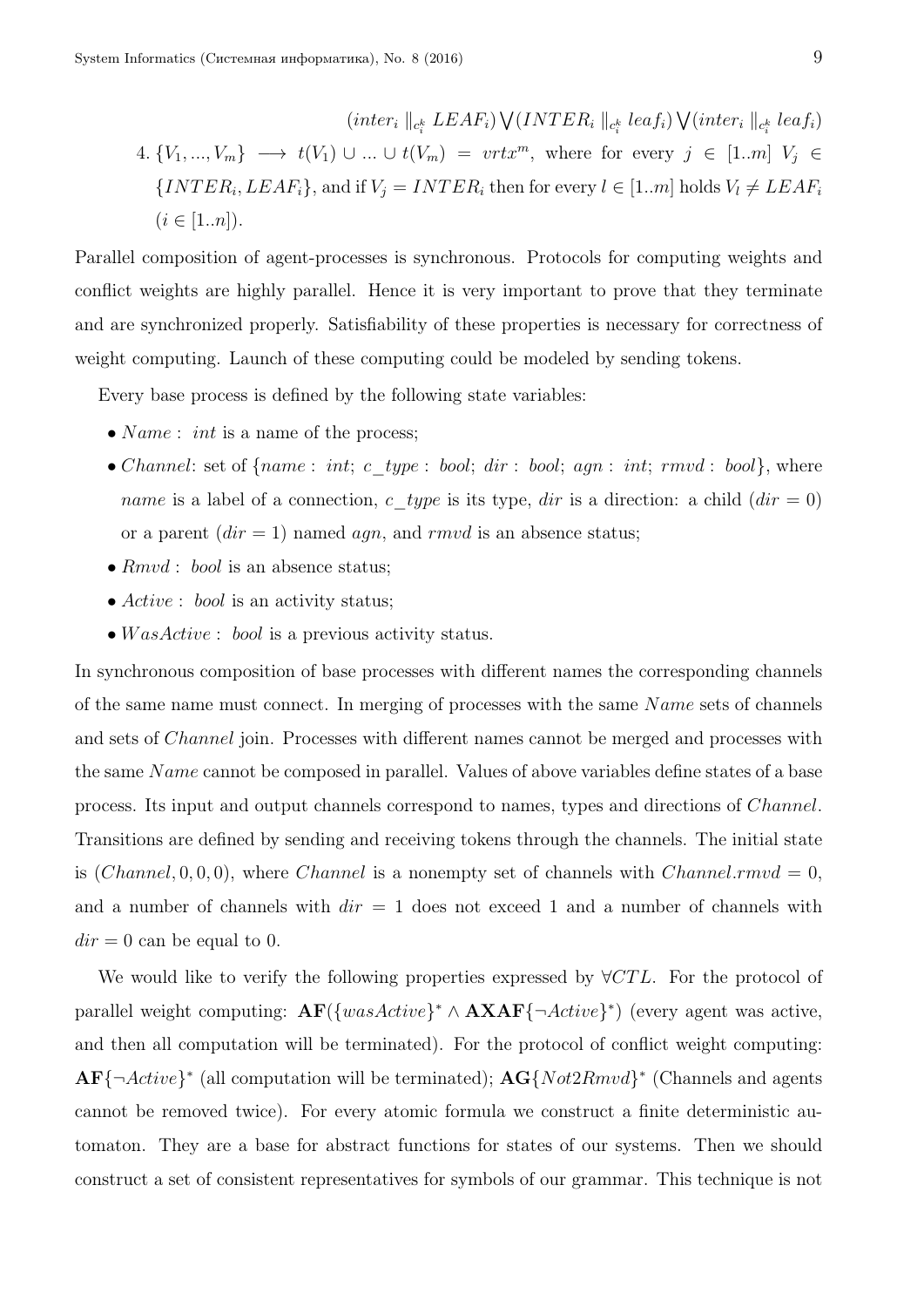$$(inter_i \parallel_{c_i^k} LEAF_i) \bigvee (INTER_i \parallel_{c_i^k} leaf_i) \bigvee (inter_i \parallel_{c_i^k} leaf_i)$$

4. $\{V_1, ..., V_m\} \longrightarrow t(V_1) \cup ... \cup t(V_m) = vrtx^m$, where for every $j \in [1..m]$ $V_j \in \{INTER_i, LEAF_i\}$, and if $V_j = INTER_i$ then for every $l \in [1..m]$ holds $V_l \neq LEAF_i$ ($i \in [1..n]$).

Parallel composition of agent-processes is synchronous. Protocols for computing weights and conflict weights are highly parallel. Hence it is very important to prove that they terminate and are synchronized properly. Satisfiability of these properties is necessary for correctness of weight computing. Launch of these computing could be modeled by sending tokens.

Every base process is defined by the following state variables:

- $Name:$ *int* is a name of the process;
- $Channel$: set of $\{name:$ *int*; $c\_type:$ *bool*; $dir:$ *bool*; $agn:$ *int*; $rmvd:$ *bool*$\}$, where $name$ is a label of a connection, $c\_type$ is its type, $dir$ is a direction: a child ($dir = 0$) or a parent ($dir = 1$) named $agn$, and $rmvd$ is an absence status;
- $Rmvd:$ *bool* is an absence status;
- $Active:$ *bool* is an activity status;
- $WasActive:$ *bool* is a previous activity status.

In synchronous composition of base processes with different names the corresponding channels of the same name must connect. In merging of processes with the same $Name$ sets of channels and sets of $Channel$ join. Processes with different names cannot be merged and processes with the same $Name$ cannot be composed in parallel. Values of above variables define states of a base process. Its input and output channels correspond to names, types and directions of $Channel$. Transitions are defined by sending and receiving tokens through the channels. The initial state is $(Channel, 0, 0, 0)$, where $Channel$ is a nonempty set of channels with $Channel.rmvd = 0$, and a number of channels with $dir = 1$ does not exceed 1 and a number of channels with $dir = 0$ can be equal to 0.

We would like to verify the following properties expressed by $\forall CTL$. For the protocol of parallel weight computing: $\mathbf{AF}(\{wasActive\}^* \wedge \mathbf{AXAF}\{\neg Active\}^*)$ (every agent was active, and then all computation will be terminated). For the protocol of conflict weight computing: $\mathbf{AF}\{\neg Active\}^*$ (all computation will be terminated); $\mathbf{AG}\{Not2Rmvd\}^*$ (Channels and agents cannot be removed twice). For every atomic formula we construct a finite deterministic automaton. They are a base for abstract functions for states of our systems. Then we should construct a set of consistent representatives for symbols of our grammar. This technique is not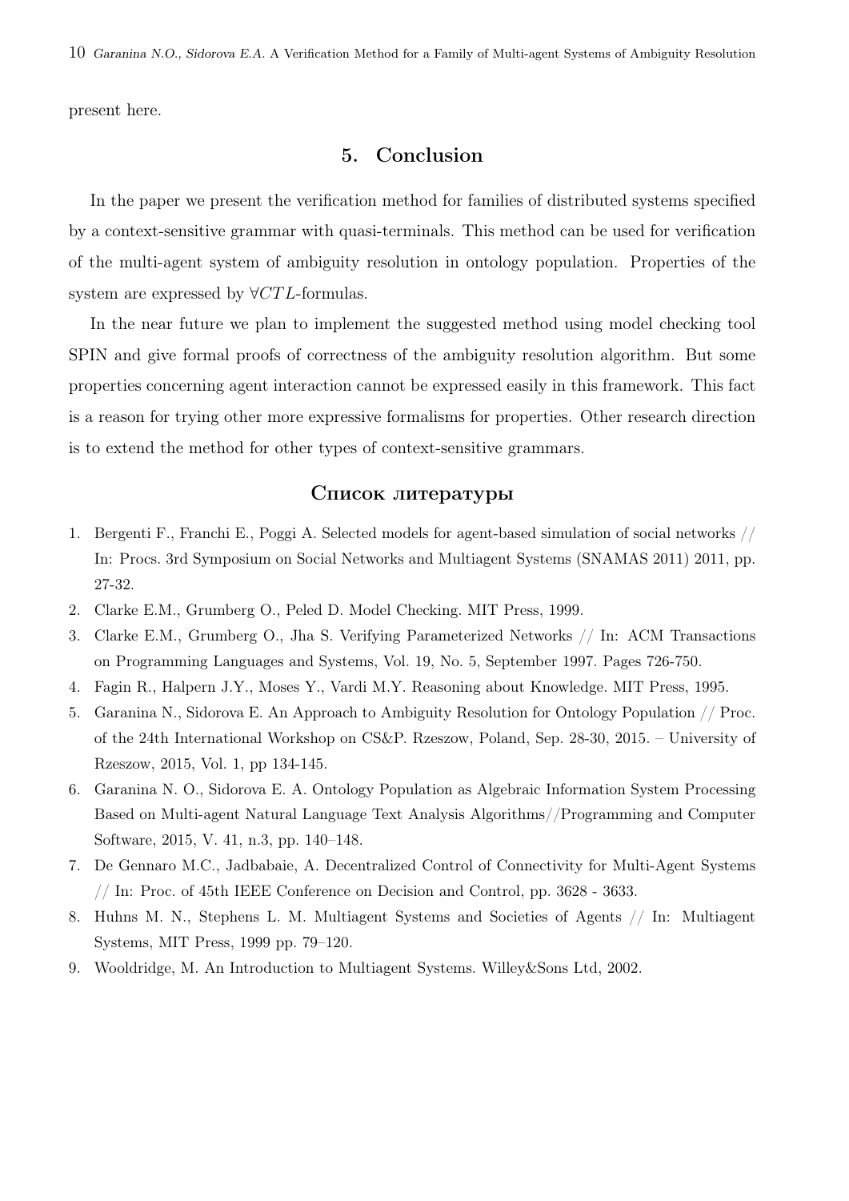present here.

## 5. Conclusion

In the paper we present the verification method for families of distributed systems specified by a context-sensitive grammar with quasi-terminals. This method can be used for verification of the multi-agent system of ambiguity resolution in ontology population. Properties of the system are expressed by $\forall CTL$-formulas.

In the near future we plan to implement the suggested method using model checking tool SPIN and give formal proofs of correctness of the ambiguity resolution algorithm. But some properties concerning agent interaction cannot be expressed easily in this framework. This fact is a reason for trying other more expressive formalisms for properties. Other research direction is to extend the method for other types of context-sensitive grammars.

## Список литературы

1. Bergenti F., Franchi E., Poggi A. Selected models for agent-based simulation of social networks // In: Procs. 3rd Symposium on Social Networks and Multiagent Systems (SNAMAS 2011) 2011, pp. 27-32.
2. Clarke E.M., Grumberg O., Peled D. Model Checking. MIT Press, 1999.
3. Clarke E.M., Grumberg O., Jha S. Verifying Parameterized Networks // In: ACM Transactions on Programming Languages and Systems, Vol. 19, No. 5, September 1997. Pages 726-750.
4. Fagin R., Halpern J.Y., Moses Y., Vardi M.Y. Reasoning about Knowledge. MIT Press, 1995.
5. Garanina N., Sidorova E. An Approach to Ambiguity Resolution for Ontology Population // Proc. of the 24th International Workshop on CS&P. Rzeszow, Poland, Sep. 28-30, 2015. – University of Rzeszow, 2015, Vol. 1, pp 134-145.
6. Garanina N. O., Sidorova E. A. Ontology Population as Algebraic Information System Processing Based on Multi-agent Natural Language Text Analysis Algorithms//Programming and Computer Software, 2015, V. 41, n.3, pp. 140–148.
7. De Gennaro M.C., Jadbabaie, A. Decentralized Control of Connectivity for Multi-Agent Systems // In: Proc. of 45th IEEE Conference on Decision and Control, pp. 3628 - 3633.
8. Huhns M. N., Stephens L. M. Multiagent Systems and Societies of Agents // In: Multiagent Systems, MIT Press, 1999 pp. 79–120.
9. Wooldridge, M. An Introduction to Multiagent Systems. Willey&Sons Ltd, 2002.